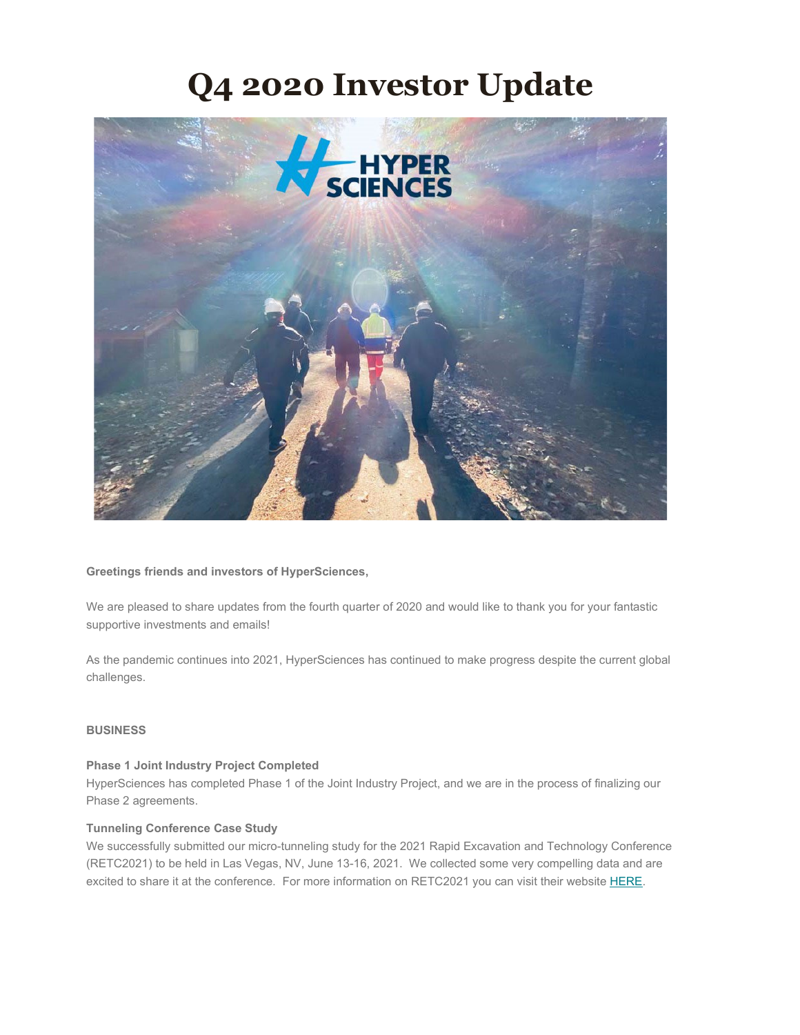# Q4 2020 Investor Update

**Greetings friends and investors of HyperSciences,**

We are pleased to share updates from the fourth quarter of 2020 and would like to thank you for your fantastic supportive investments and emails!

As the pandemic continues into 2021, HyperSciences has continued to make progress despite the current global challenges.

**BUSINESS**

**Phase 1 Joint Industry Project Completed**
HyperSciences has completed Phase 1 of the Joint Industry Project, and we are in the process of finalizing our Phase 2 agreements.

**Tunneling Conference Case Study**
We successfully submitted our micro-tunneling study for the 2021 Rapid Excavation and Technology Conference (RETC2021) to be held in Las Vegas, NV, June 13-16, 2021. We collected some very compelling data and are excited to share it at the conference. For more information on RETC2021 you can visit their website [HERE](#).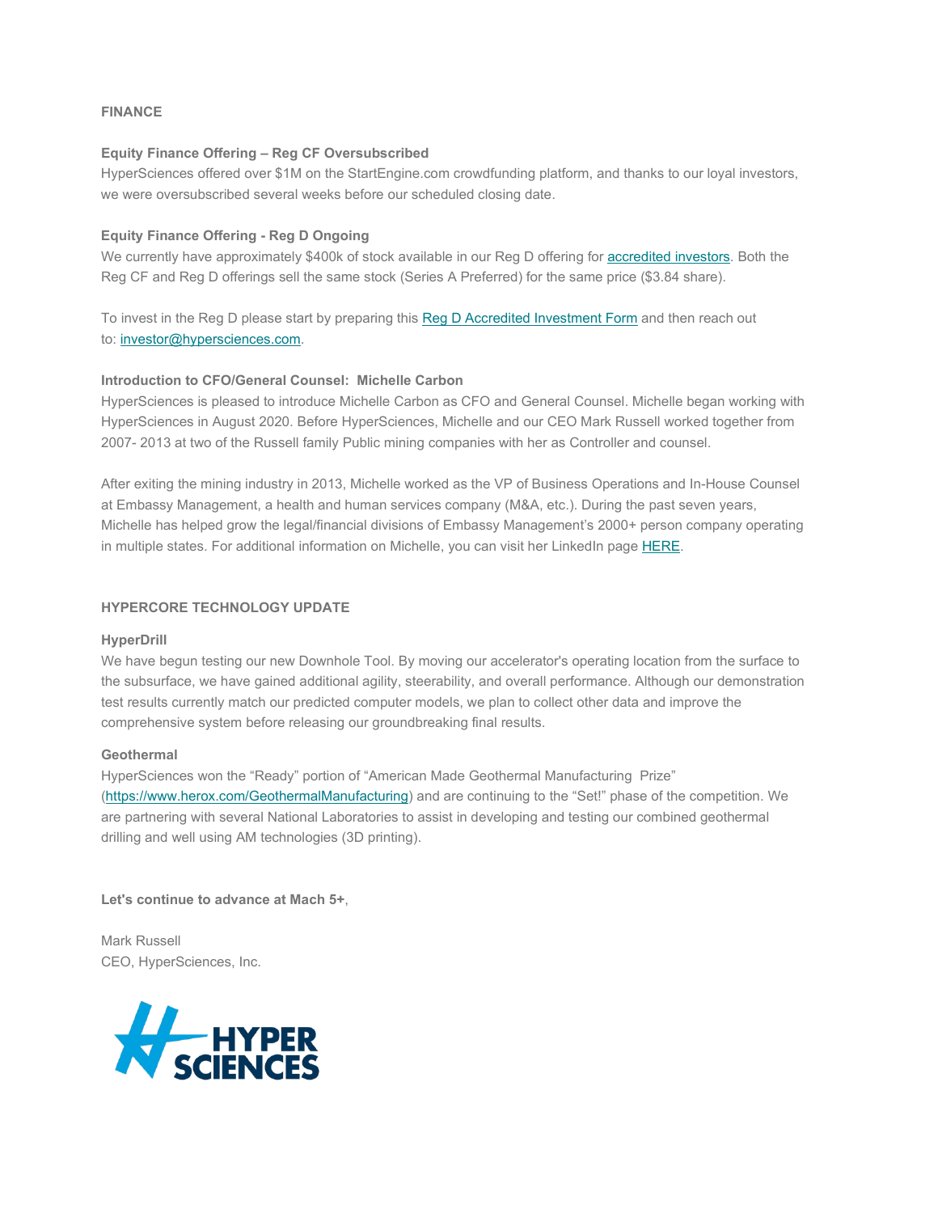## FINANCE

### Equity Finance Offering – Reg CF Oversubscribed

HyperSciences offered over $1M on the StartEngine.com crowdfunding platform, and thanks to our loyal investors, we were oversubscribed several weeks before our scheduled closing date.

### Equity Finance Offering - Reg D Ongoing

We currently have approximately $400k of stock available in our Reg D offering for accredited investors. Both the Reg CF and Reg D offerings sell the same stock (Series A Preferred) for the same price ($3.84 share).

To invest in the Reg D please start by preparing this Reg D Accredited Investment Form and then reach out to: investor@hypersciences.com.

### Introduction to CFO/General Counsel: Michelle Carbon

HyperSciences is pleased to introduce Michelle Carbon as CFO and General Counsel. Michelle began working with HyperSciences in August 2020. Before HyperSciences, Michelle and our CEO Mark Russell worked together from 2007- 2013 at two of the Russell family Public mining companies with her as Controller and counsel.

After exiting the mining industry in 2013, Michelle worked as the VP of Business Operations and In-House Counsel at Embassy Management, a health and human services company (M&A, etc.). During the past seven years, Michelle has helped grow the legal/financial divisions of Embassy Management's 2000+ person company operating in multiple states. For additional information on Michelle, you can visit her LinkedIn page HERE.

## HYPERCORE TECHNOLOGY UPDATE

### HyperDrill

We have begun testing our new Downhole Tool. By moving our accelerator's operating location from the surface to the subsurface, we have gained additional agility, steerability, and overall performance. Although our demonstration test results currently match our predicted computer models, we plan to collect other data and improve the comprehensive system before releasing our groundbreaking final results.

### Geothermal

HyperSciences won the "Ready" portion of "American Made Geothermal Manufacturing Prize" (https://www.herox.com/GeothermalManufacturing) and are continuing to the "Set!" phase of the competition. We are partnering with several National Laboratories to assist in developing and testing our combined geothermal drilling and well using AM technologies (3D printing).

**Let's continue to advance at Mach 5+**,

Mark Russell
CEO, HyperSciences, Inc.

HYPER SCIENCES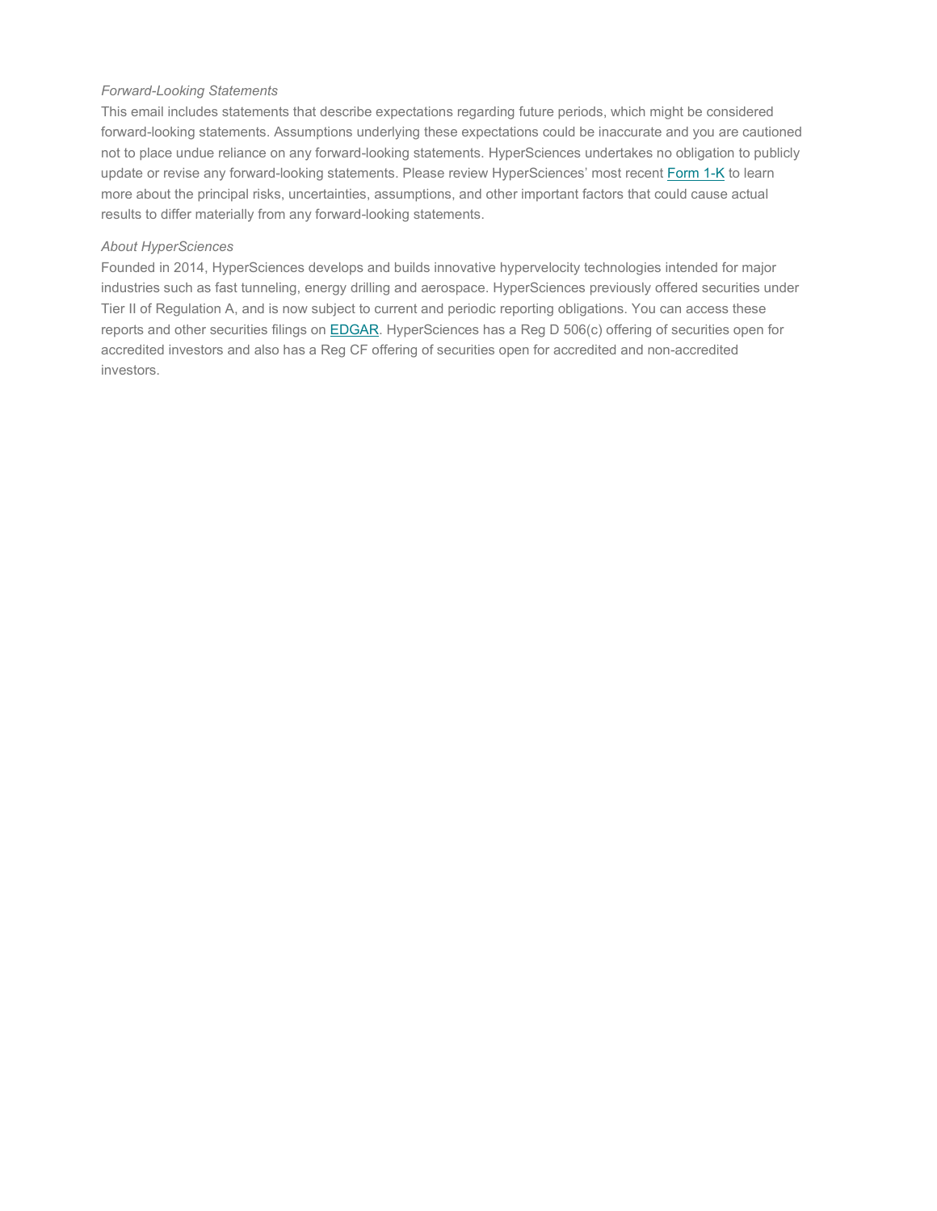*Forward-Looking Statements*

This email includes statements that describe expectations regarding future periods, which might be considered forward-looking statements. Assumptions underlying these expectations could be inaccurate and you are cautioned not to place undue reliance on any forward-looking statements. HyperSciences undertakes no obligation to publicly update or revise any forward-looking statements. Please review HyperSciences' most recent Form 1-K to learn more about the principal risks, uncertainties, assumptions, and other important factors that could cause actual results to differ materially from any forward-looking statements.

*About HyperSciences*

Founded in 2014, HyperSciences develops and builds innovative hypervelocity technologies intended for major industries such as fast tunneling, energy drilling and aerospace. HyperSciences previously offered securities under Tier II of Regulation A, and is now subject to current and periodic reporting obligations. You can access these reports and other securities filings on EDGAR. HyperSciences has a Reg D 506(c) offering of securities open for accredited investors and also has a Reg CF offering of securities open for accredited and non-accredited investors.